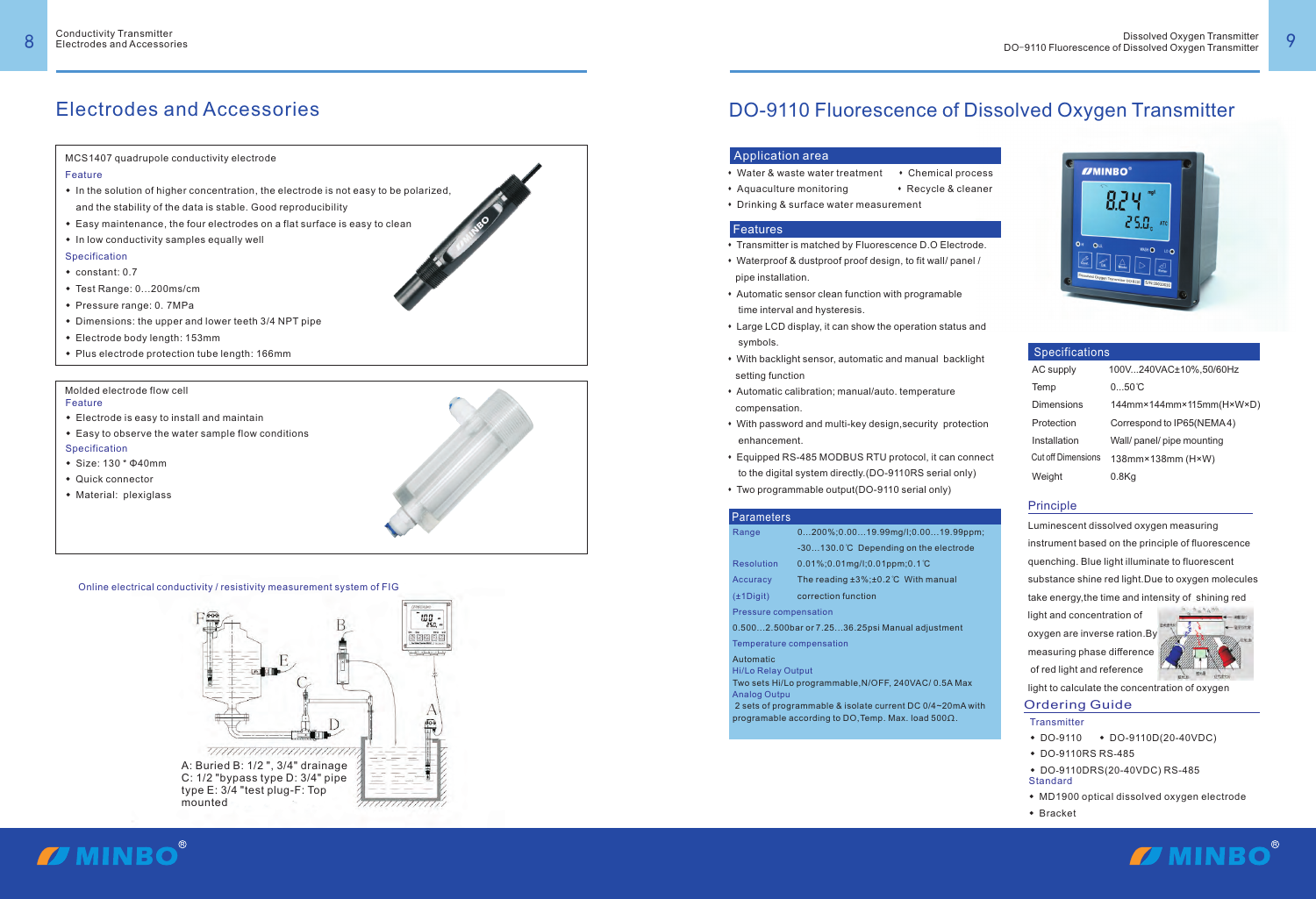# Electrodes and Accessories

MCS1407 quadrupole conductivity electrode

Feature

- In the solution of higher concentration, the electrode is not easy to be polarized, and the stability of the data is stable. Good reproducibility
- Easy maintenance, the four electrodes on a flat surface is easy to clean
- In low conductivity samples equally well

Specification

- constant: 0.7
- Test Range: 0...200ms/cm
- Pressure range: 0. 7MPa
- Dimensions: the upper and lower teeth 3/4 NPT pipe
- Electrode body length: 153mm
- Plus electrode protection tube length: 166mm

Molded electrode flow cell

Feature

- Electrode is easy to install and maintain
- Easy to observe the water sample flow conditions

Specification

- Size: 130 * Φ40mm
- Quick connector
- Material: plexiglass

Online electrical conductivity / resistivity measurement system of FIG

A: Buried B: 1/2 ", 3/4" drainage C: 1/2 "bypass type D: 3/4" pipe type E: 3/4 "test plug-F: Top mounted

# DO-9110 Fluorescence of Dissolved Oxygen Transmitter

## Application area

- Water & waste water treatment
- Chemical process
- Aquaculture monitoring
- Recycle & cleaner
- Drinking & surface water measurement

## Features

- Transmitter is matched by Fluorescence D.O Electrode.
- Waterproof & dustproof proof design, to fit wall/ panel / pipe installation.
- Automatic sensor clean function with programable time interval and hysteresis.
- Large LCD display, it can show the operation status and symbols.
- With backlight sensor, automatic and manual backlight setting function
- Automatic calibration; manual/auto. temperature compensation.
- With password and multi-key design,security protection enhancement.
- Equipped RS-485 MODBUS RTU protocol, it can connect to the digital system directly.(DO-9110RS serial only)
- Two programmable output(DO-9110 serial only)

## Parameters

| | |
|---|---|
| Range | 0...200%;0.00...19.99mg/l;0.00...19.99ppm; -30...130.0℃ Depending on the electrode |
| Resolution | 0.01%;0.01mg/l;0.01ppm;0.1℃ |
| Accuracy (±1Digit) | The reading ±3%;±0.2℃ With manual correction function |

Pressure compensation

0.500...2.500bar or 7.25...36.25psi Manual adjustment

Temperature compensation

Automatic

Hi/Lo Relay Output

Two sets Hi/Lo programmable,N/OFF, 240VAC/ 0.5A Max

Analog Outpu

2 sets of programmable & isolate current DC 0/4~20mA with programable according to DO,Temp. Max. load 500Ω.

## Specifications

| | |
|---|---|
| AC supply | 100V...240VAC±10%,50/60Hz |
| Temp | 0...50℃ |
| Dimensions | 144mm×144mm×115mm(H×W×D) |
| Protection | Correspond to IP65(NEMA4) |
| Installation | Wall/ panel/ pipe mounting |
| Cut off Dimensions | 138mm×138mm (H×W) |
| Weight | 0.8Kg |

## Principle

Luminescent dissolved oxygen measuring instrument based on the principle of fluorescence quenching. Blue light illuminate to fluorescent substance shine red light.Due to oxygen molecules take energy,the time and intensity of shining red light and concentration of oxygen are inverse ration.By measuring phase difference of red light and reference light to calculate the concentration of oxygen

## Ordering Guide

Transmitter

- DO-9110
- DO-9110D(20-40VDC)
- DO-9110RS RS-485
- DO-9110DRS(20-40VDC) RS-485

Standard

- MD1900 optical dissolved oxygen electrode
- Bracket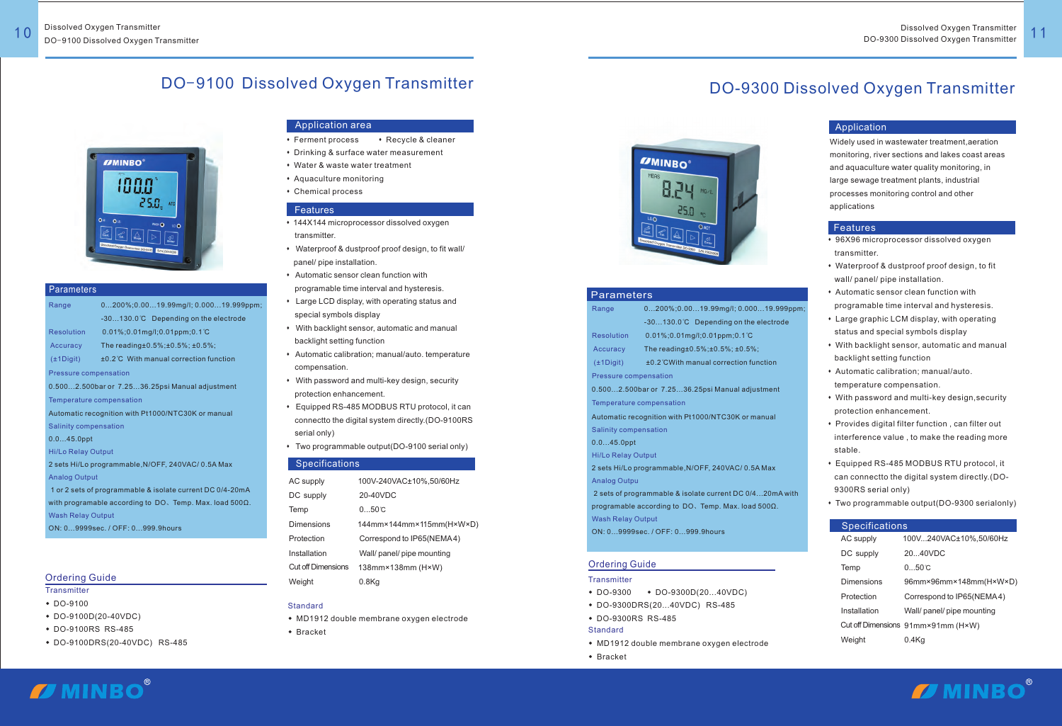# DO-9100 Dissolved Oxygen Transmitter

## Parameters

| | |
|---|---|
| Range | 0...200%;0.00...19.99mg/l; 0.000...19.999ppm; -30...130.0℃ Depending on the electrode |
| Resolution | 0.01%;0.01mg/l;0.01ppm;0.1℃ |
| Accuracy | The reading±0.5%;±0.5%; ±0.5%; |
| (±1Digit) | ±0.2℃ With manual correction function |

**Pressure compensation**

0.500...2.500bar or 7.25...36.25psi Manual adjustment

**Temperature compensation**

Automatic recognition with Pt1000/NTC30K or manual

**Salinity compensation**

0.0...45.0ppt

**Hi/Lo Relay Output**

2 sets Hi/Lo programmable,N/OFF, 240VAC/ 0.5A Max

**Analog Output**

1 or 2 sets of programmable & isolate current DC 0/4-20mA with programable according to DO、Temp. Max. load 500Ω.

**Wash Relay Output**

ON: 0...9999sec. / OFF: 0...999.9hours

## Application area

- Ferment process
- Recycle & cleaner
- Drinking & surface water measurement
- Water & waste water treatment
- Aquaculture monitoring
- Chemical process

## Features

- 144X144 microprocessor dissolved oxygen transmitter.
- Waterproof & dustproof proof design, to fit wall/ panel/ pipe installation.
- Automatic sensor clean function with programable time interval and hysteresis.
- Large LCD display, with operating status and special symbols display
- With backlight sensor, automatic and manual backlight setting function
- Automatic calibration; manual/auto. temperature compensation.
- With password and multi-key design, security protection enhancement.
- Equipped RS-485 MODBUS RTU protocol, it can connectto the digital system directly.(DO-9100RS serial only)
- Two programmable output(DO-9100 serial only)

## Specifications

| | |
|---|---|
| AC supply | 100V-240VAC±10%,50/60Hz |
| DC supply | 20-40VDC |
| Temp | 0...50℃ |
| Dimensions | 144mm×144mm×115mm(H×W×D) |
| Protection | Correspond to IP65(NEMA4) |
| Installation | Wall/ panel/ pipe mounting |
| Cut off Dimensions | 138mm×138mm (H×W) |
| Weight | 0.8Kg |

## Ordering Guide

**Transmitter**

- DO-9100
- DO-9100D(20-40VDC)
- DO-9100RS RS-485
- DO-9100DRS(20-40VDC) RS-485

**Standard**

- MD1912 double membrane oxygen electrode
- Bracket

# DO-9300 Dissolved Oxygen Transmitter

## Parameters

| | |
|---|---|
| Range | 0...200%;0.00...19.99mg/l; 0.000...19.999ppm; -30...130.0℃ Depending on the electrode |
| Resolution | 0.01%;0.01mg/l;0.01ppm;0.1℃ |
| Accuracy | The reading±0.5%;±0.5%; ±0.5%; |
| (±1Digit) | ±0.2℃With manual correction function |

**Pressure compensation**

0.500...2.500bar or 7.25...36.25psi Manual adjustment

**Temperature compensation**

Automatic recognition with Pt1000/NTC30K or manual

**Salinity compensation**

0.0...45.0ppt

**Hi/Lo Relay Output**

2 sets Hi/Lo programmable,N/OFF, 240VAC/ 0.5A Max

**Analog Outpu**

2 sets of programmable & isolate current DC 0/4...20mA with programable according to DO、Temp. Max. load 500Ω.

**Wash Relay Output**

ON: 0...9999sec. / OFF: 0...999.9hours

## Application

Widely used in wastewater treatment,aeration monitoring, river sections and lakes coast areas and aquaculture water quality monitoring, in large sewage treatment plants, industrial processes monitoring control and other applications

## Features

- 96X96 microprocessor dissolved oxygen transmitter.
- Waterproof & dustproof proof design, to fit wall/ panel/ pipe installation.
- Automatic sensor clean function with programable time interval and hysteresis.
- Large graphic LCM display, with operating status and special symbols display
- With backlight sensor, automatic and manual backlight setting function
- Automatic calibration; manual/auto. temperature compensation.
- With password and multi-key design,security protection enhancement.
- Provides digital filter function , can filter out interference value , to make the reading more stable.
- Equipped RS-485 MODBUS RTU protocol, it can connectto the digital system directly.(DO-9300RS serial only)
- Two programmable output(DO-9300 serialonly)

## Specifications

| | |
|---|---|
| AC supply | 100V...240VAC±10%,50/60Hz |
| DC supply | 20...40VDC |
| Temp | 0...50℃ |
| Dimensions | 96mm×96mm×148mm(H×W×D) |
| Protection | Correspond to IP65(NEMA4) |
| Installation | Wall/ panel/ pipe mounting |
| Cut off Dimensions | 91mm×91mm (H×W) |
| Weight | 0.4Kg |

## Ordering Guide

**Transmitter**

- DO-9300
- DO-9300D(20...40VDC)
- DO-9300DRS(20...40VDC) RS-485
- DO-9300RS RS-485

**Standard**

- MD1912 double membrane oxygen electrode
- Bracket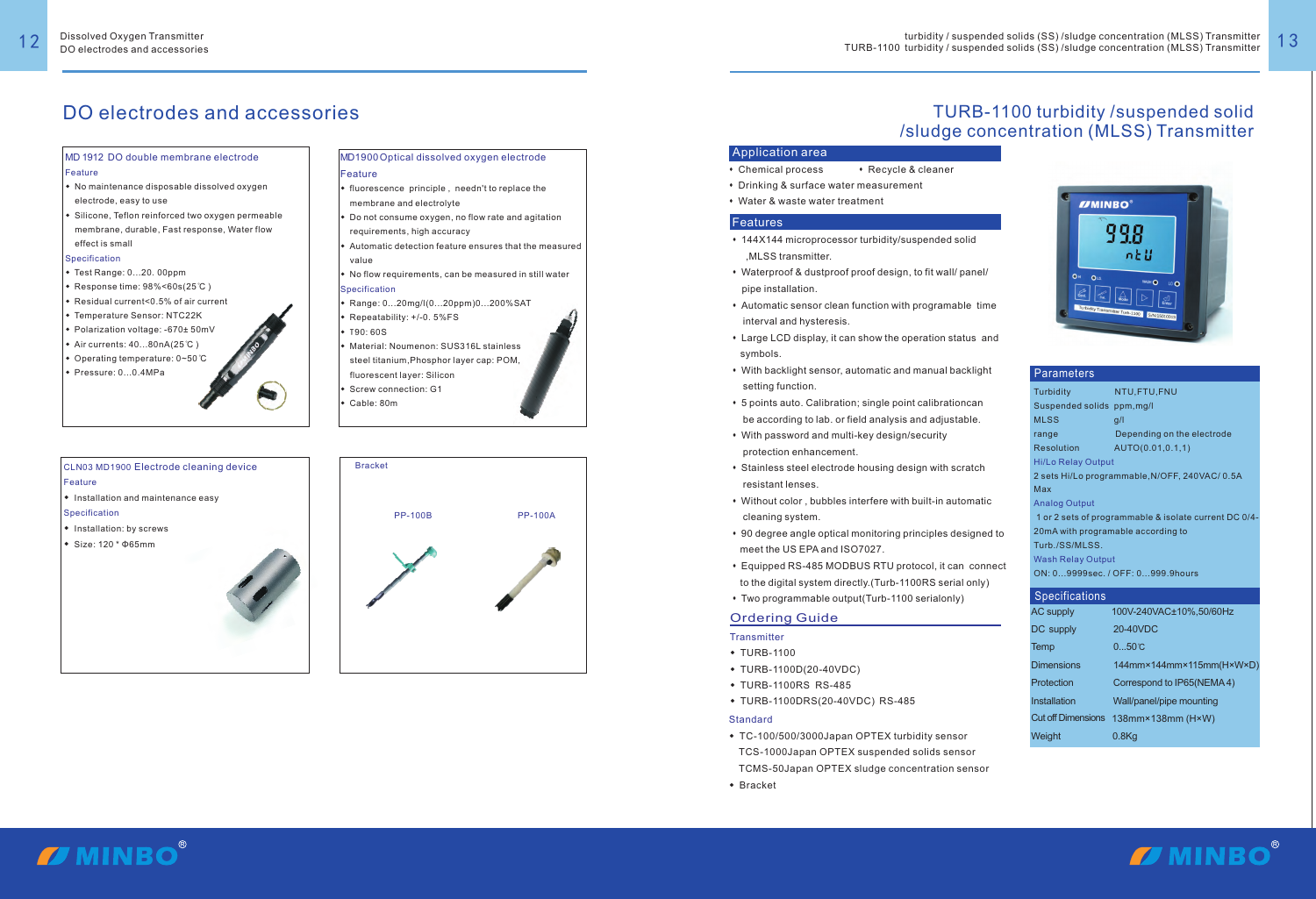# DO electrodes and accessories

### MD 1912 DO double membrane electrode

**Feature**

- No maintenance disposable dissolved oxygen electrode, easy to use
- Silicone, Teflon reinforced two oxygen permeable membrane, durable, Fast response, Water flow effect is small

**Specification**

- Test Range: 0...20. 00ppm
- Response time: 98%<60s(25℃)
- Residual current<0.5% of air current
- Temperature Sensor: NTC22K
- Polarization voltage: -670± 50mV
- Air currents: 40...80nA(25℃)
- Operating temperature: 0~50℃
- Pressure: 0...0.4MPa

### MD1900 Optical dissolved oxygen electrode

**Feature**

- fluorescence principle, needn't to replace the membrane and electrolyte
- Do not consume oxygen, no flow rate and agitation requirements, high accuracy
- Automatic detection feature ensures that the measured value
- No flow requirements, can be measured in still water

**Specification**

- Range: 0...20mg/l(0...20ppm)0...200%SAT
- Repeatability: +/-0. 5%FS
- T90: 60S
- Material: Noumenon: SUS316L stainless steel titanium,Phosphor layer cap: POM, fluorescent layer: Silicon
- Screw connection: G1
- Cable: 80m

### CLN03 MD1900 Electrode cleaning device

**Feature**

- Installation and maintenance easy

**Specification**

- Installation: by screws
- Size: 120 * Φ65mm

### Bracket

PP-100B

PP-100A

# TURB-1100 turbidity /suspended solid /sludge concentration (MLSS) Transmitter

## Application area

- Chemical process
- Recycle & cleaner
- Drinking & surface water measurement
- Water & waste water treatment

## Features

- 144X144 microprocessor turbidity/suspended solid ,MLSS transmitter.
- Waterproof & dustproof proof design, to fit wall/ panel/ pipe installation.
- Automatic sensor clean function with programable time interval and hysteresis.
- Large LCD display, it can show the operation status and symbols.
- With backlight sensor, automatic and manual backlight setting function.
- 5 points auto. Calibration; single point calibrationcan be according to lab. or field analysis and adjustable.
- With password and multi-key design/security protection enhancement.
- Stainless steel electrode housing design with scratch resistant lenses.
- Without color , bubbles interfere with built-in automatic cleaning system.
- 90 degree angle optical monitoring principles designed to meet the US EPA and ISO7027.
- Equipped RS-485 MODBUS RTU protocol, it can connect to the digital system directly.(Turb-1100RS serial only)
- Two programmable output(Turb-1100 serialonly)

## Ordering Guide

**Transmitter**

- TURB-1100
- TURB-1100D(20-40VDC)
- TURB-1100RS RS-485
- TURB-1100DRS(20-40VDC) RS-485

**Standard**

- TC-100/500/3000Japan OPTEX turbidity sensor
  TCS-1000Japan OPTEX suspended solids sensor
  TCMS-50Japan OPTEX sludge concentration sensor
- Bracket

## Parameters

| | |
|---|---|
| Turbidity | NTU,FTU,FNU |
| Suspended solids | ppm,mg/l |
| MLSS | g/l |
| range | Depending on the electrode |
| Resolution | AUTO(0.01,0.1,1) |

**Hi/Lo Relay Output**

2 sets Hi/Lo programmable,N/OFF, 240VAC/ 0.5A Max

**Analog Output**

1 or 2 sets of programmable & isolate current DC 0/4-20mA with programable according to Turb./SS/MLSS.

**Wash Relay Output**

ON: 0...9999sec. / OFF: 0...999.9hours

## Specifications

| | |
|---|---|
| AC supply | 100V-240VAC±10%,50/60Hz |
| DC supply | 20-40VDC |
| Temp | 0...50℃ |
| Dimensions | 144mm×144mm×115mm(H×W×D) |
| Protection | Correspond to IP65(NEMA 4) |
| Installation | Wall/panel/pipe mounting |
| Cut off Dimensions | 138mm×138mm (H×W) |
| Weight | 0.8Kg |